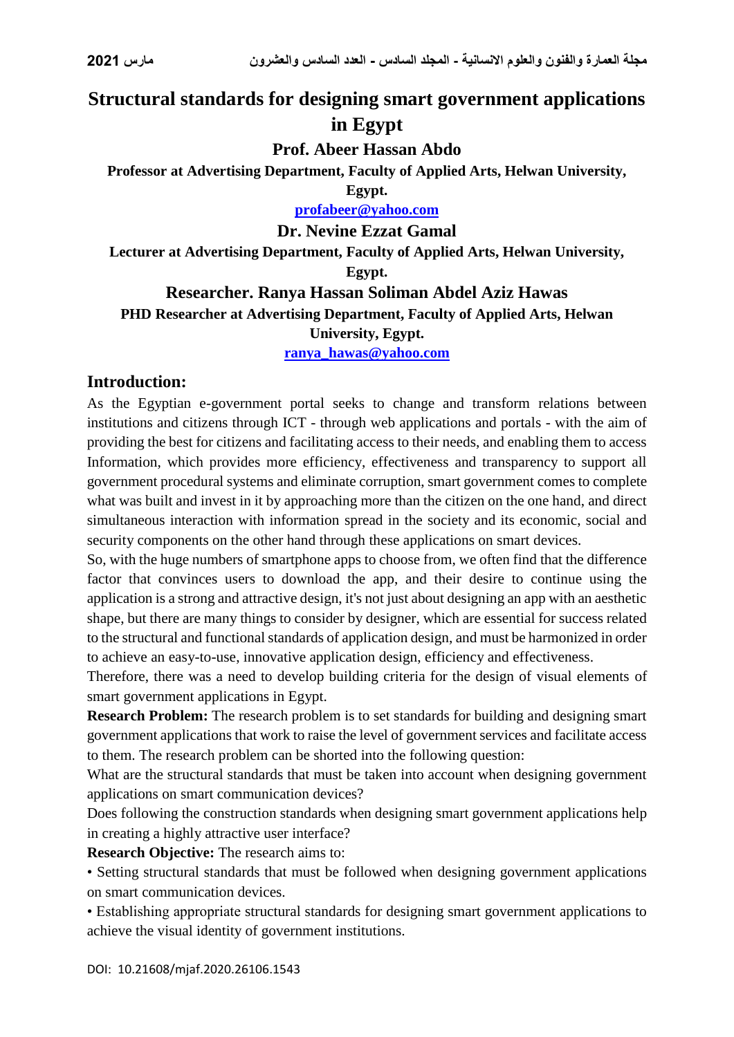# Structural standards for designing smart government applications in Egypt

**Prof. Abeer Hassan Abdo**

**Professor at Advertising Department, Faculty of Applied Arts, Helwan University, Egypt.**

**profabeer@yahoo.com**

**Dr. Nevine Ezzat Gamal**

**Lecturer at Advertising Department, Faculty of Applied Arts, Helwan University, Egypt.**

**Researcher. Ranya Hassan Soliman Abdel Aziz Hawas**

**PHD Researcher at Advertising Department, Faculty of Applied Arts, Helwan University, Egypt.**

**ranya_hawas@yahoo.com**

## Introduction:

As the Egyptian e-government portal seeks to change and transform relations between institutions and citizens through ICT - through web applications and portals - with the aim of providing the best for citizens and facilitating access to their needs, and enabling them to access Information, which provides more efficiency, effectiveness and transparency to support all government procedural systems and eliminate corruption, smart government comes to complete what was built and invest in it by approaching more than the citizen on the one hand, and direct simultaneous interaction with information spread in the society and its economic, social and security components on the other hand through these applications on smart devices.

So, with the huge numbers of smartphone apps to choose from, we often find that the difference factor that convinces users to download the app, and their desire to continue using the application is a strong and attractive design, it's not just about designing an app with an aesthetic shape, but there are many things to consider by designer, which are essential for success related to the structural and functional standards of application design, and must be harmonized in order to achieve an easy-to-use, innovative application design, efficiency and effectiveness.

Therefore, there was a need to develop building criteria for the design of visual elements of smart government applications in Egypt.

**Research Problem:** The research problem is to set standards for building and designing smart government applications that work to raise the level of government services and facilitate access to them. The research problem can be shorted into the following question:

What are the structural standards that must be taken into account when designing government applications on smart communication devices?

Does following the construction standards when designing smart government applications help in creating a highly attractive user interface?

**Research Objective:** The research aims to:

• Setting structural standards that must be followed when designing government applications on smart communication devices.

• Establishing appropriate structural standards for designing smart government applications to achieve the visual identity of government institutions.

DOI: 10.21608/mjaf.2020.26106.1543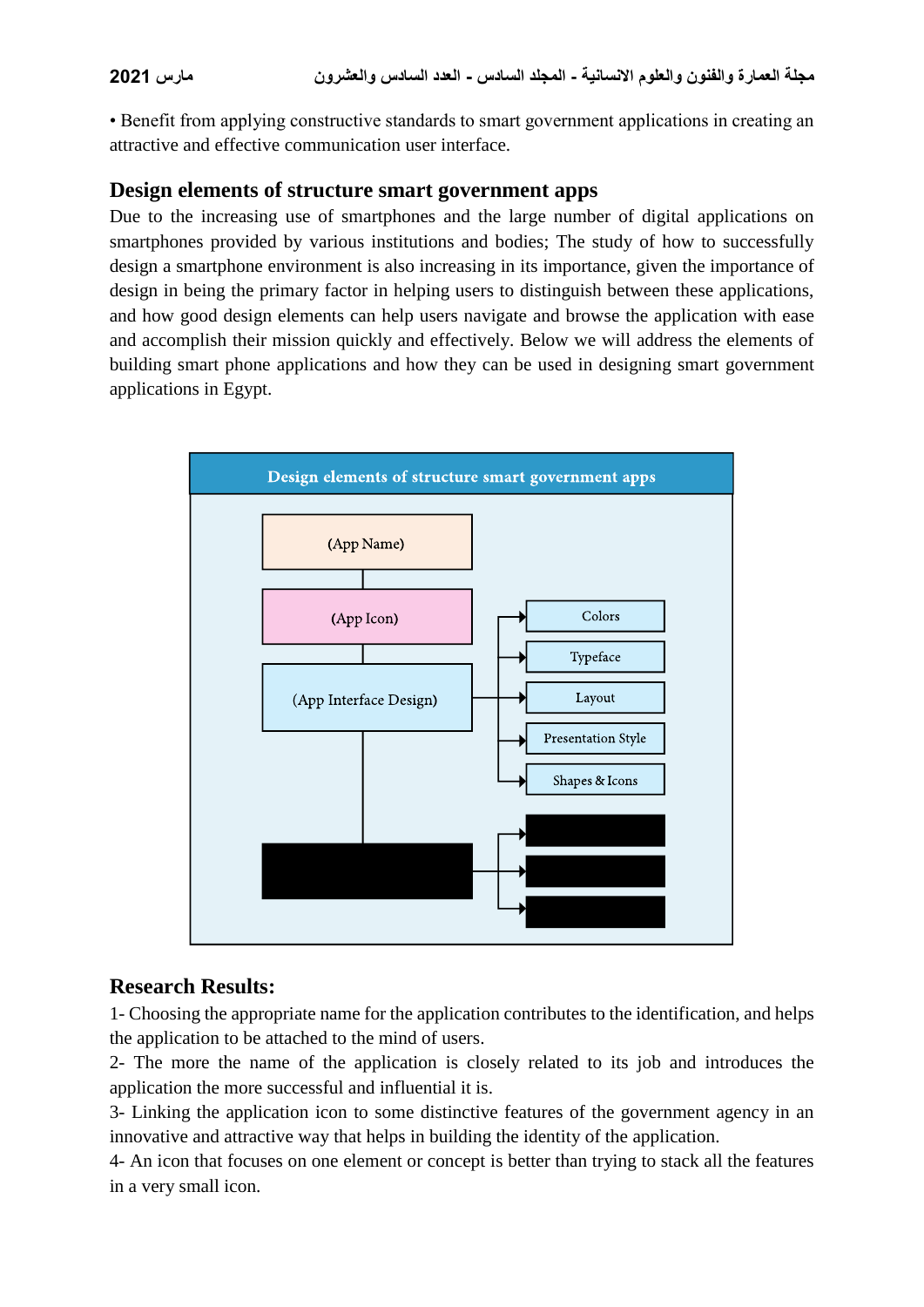• Benefit from applying constructive standards to smart government applications in creating an attractive and effective communication user interface.

## Design elements of structure smart government apps

Due to the increasing use of smartphones and the large number of digital applications on smartphones provided by various institutions and bodies; The study of how to successfully design a smartphone environment is also increasing in its importance, given the importance of design in being the primary factor in helping users to distinguish between these applications, and how good design elements can help users navigate and browse the application with ease and accomplish their mission quickly and effectively. Below we will address the elements of building smart phone applications and how they can be used in designing smart government applications in Egypt.

**Design elements of structure smart government apps**

- (App Name)
- (App Icon)
- (App Interface Design)
  - Colors
  - Typeface
  - Layout
  - Presentation Style
  - Shapes & Icons

## Research Results:

1- Choosing the appropriate name for the application contributes to the identification, and helps the application to be attached to the mind of users.

2- The more the name of the application is closely related to its job and introduces the application the more successful and influential it is.

3- Linking the application icon to some distinctive features of the government agency in an innovative and attractive way that helps in building the identity of the application.

4- An icon that focuses on one element or concept is better than trying to stack all the features in a very small icon.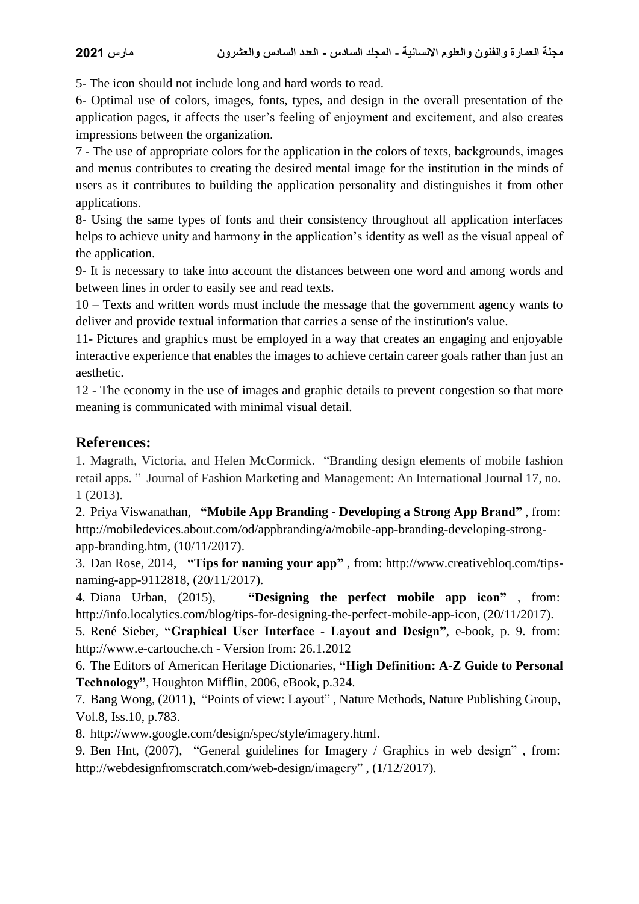5- The icon should not include long and hard words to read.

6- Optimal use of colors, images, fonts, types, and design in the overall presentation of the application pages, it affects the user's feeling of enjoyment and excitement, and also creates impressions between the organization.

7 - The use of appropriate colors for the application in the colors of texts, backgrounds, images and menus contributes to creating the desired mental image for the institution in the minds of users as it contributes to building the application personality and distinguishes it from other applications.

8- Using the same types of fonts and their consistency throughout all application interfaces helps to achieve unity and harmony in the application's identity as well as the visual appeal of the application.

9- It is necessary to take into account the distances between one word and among words and between lines in order to easily see and read texts.

10 – Texts and written words must include the message that the government agency wants to deliver and provide textual information that carries a sense of the institution's value.

11- Pictures and graphics must be employed in a way that creates an engaging and enjoyable interactive experience that enables the images to achieve certain career goals rather than just an aesthetic.

12 - The economy in the use of images and graphic details to prevent congestion so that more meaning is communicated with minimal visual detail.

## References:

1. Magrath, Victoria, and Helen McCormick. "Branding design elements of mobile fashion retail apps. " Journal of Fashion Marketing and Management: An International Journal 17, no. 1 (2013).
2. Priya Viswanathan, **"Mobile App Branding - Developing a Strong App Brand"** , from: http://mobiledevices.about.com/od/appbranding/a/mobile-app-branding-developing-strong-app-branding.htm, (10/11/2017).
3. Dan Rose, 2014, **"Tips for naming your app"** , from: http://www.creativebloq.com/tips-naming-app-9112818, (20/11/2017).
4. Diana Urban, (2015), **"Designing the perfect mobile app icon"** , from: http://info.localytics.com/blog/tips-for-designing-the-perfect-mobile-app-icon, (20/11/2017).
5. René Sieber, **"Graphical User Interface - Layout and Design"**, e-book, p. 9. from: http://www.e-cartouche.ch - Version from: 26.1.2012
6. The Editors of American Heritage Dictionaries, **"High Definition: A-Z Guide to Personal Technology"**, Houghton Mifflin, 2006, eBook, p.324.
7. Bang Wong, (2011), "Points of view: Layout" , Nature Methods, Nature Publishing Group, Vol.8, Iss.10, p.783.
8. http://www.google.com/design/spec/style/imagery.html.
9. Ben Hnt, (2007), "General guidelines for Imagery / Graphics in web design" , from: http://webdesignfromscratch.com/web-design/imagery" , (1/12/2017).